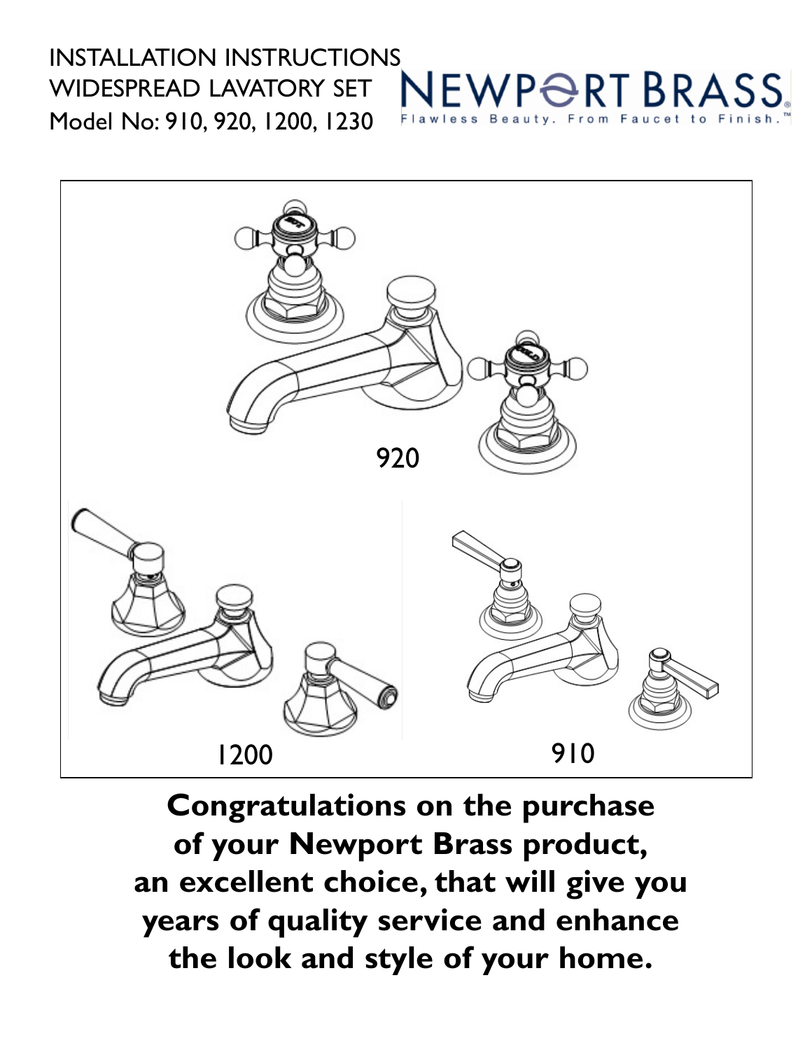INSTALLATION INSTRUCTIONS
WIDESPREAD LAVATORY SET
Model No: 910, 920, 1200, 1230

NEWPORT BRASS

Flawless Beauty. From Faucet to Finish.™

920

1200

910

**Congratulations on the purchase of your Newport Brass product, an excellent choice, that will give you years of quality service and enhance the look and style of your home.**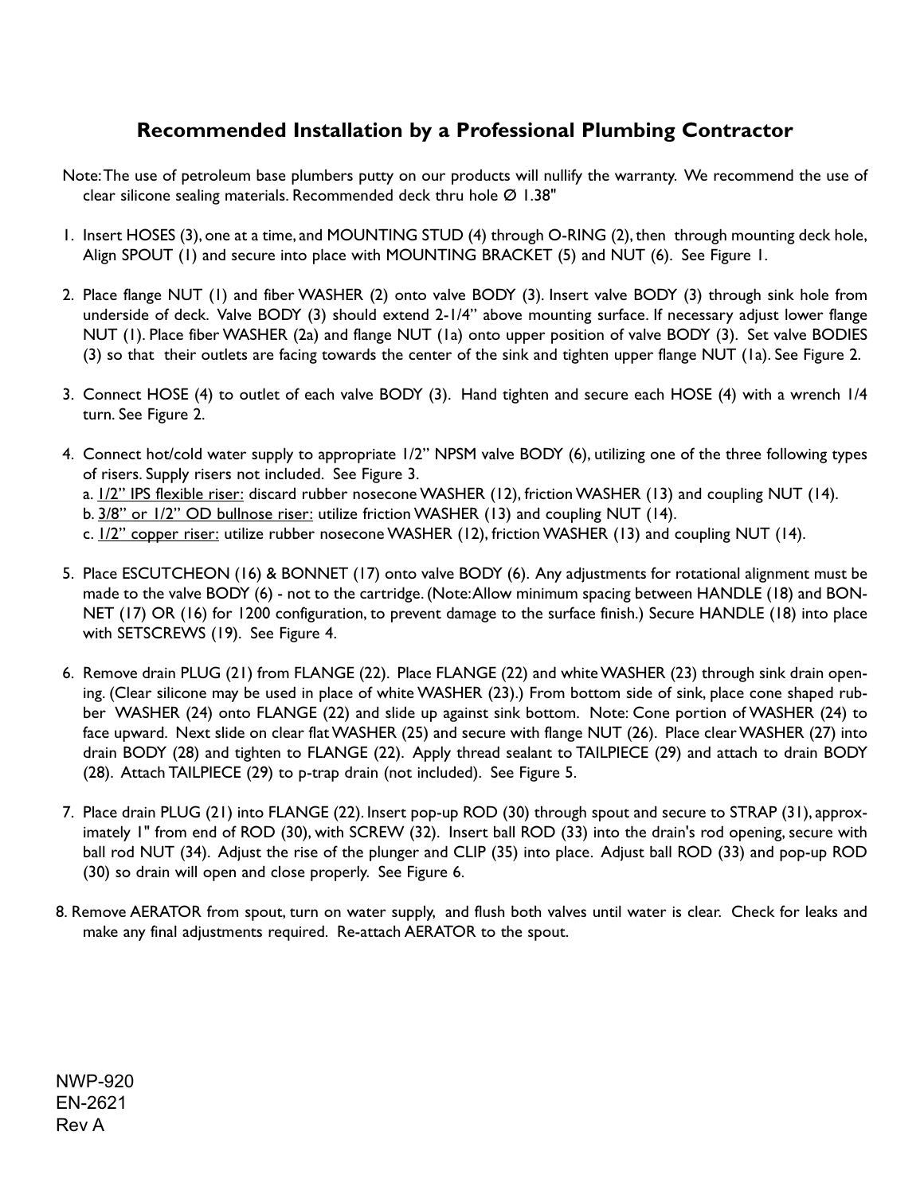## Recommended Installation by a Professional Plumbing Contractor

Note: The use of petroleum base plumbers putty on our products will nullify the warranty. We recommend the use of clear silicone sealing materials. Recommended deck thru hole Ø 1.38"

1. Insert HOSES (3), one at a time, and MOUNTING STUD (4) through O-RING (2), then through mounting deck hole, Align SPOUT (1) and secure into place with MOUNTING BRACKET (5) and NUT (6). See Figure 1.

2. Place flange NUT (1) and fiber WASHER (2) onto valve BODY (3). Insert valve BODY (3) through sink hole from underside of deck. Valve BODY (3) should extend 2-1/4" above mounting surface. If necessary adjust lower flange NUT (1). Place fiber WASHER (2a) and flange NUT (1a) onto upper position of valve BODY (3). Set valve BODIES (3) so that their outlets are facing towards the center of the sink and tighten upper flange NUT (1a). See Figure 2.

3. Connect HOSE (4) to outlet of each valve BODY (3). Hand tighten and secure each HOSE (4) with a wrench 1/4 turn. See Figure 2.

4. Connect hot/cold water supply to appropriate 1/2" NPSM valve BODY (6), utilizing one of the three following types of risers. Supply risers not included. See Figure 3.
   a. <u>1/2" IPS flexible riser:</u> discard rubber nosecone WASHER (12), friction WASHER (13) and coupling NUT (14).
   b. <u>3/8" or 1/2" OD bullnose riser:</u> utilize friction WASHER (13) and coupling NUT (14).
   c. <u>1/2" copper riser:</u> utilize rubber nosecone WASHER (12), friction WASHER (13) and coupling NUT (14).

5. Place ESCUTCHEON (16) & BONNET (17) onto valve BODY (6). Any adjustments for rotational alignment must be made to the valve BODY (6) - not to the cartridge. (Note: Allow minimum spacing between HANDLE (18) and BONNET (17) OR (16) for 1200 configuration, to prevent damage to the surface finish.) Secure HANDLE (18) into place with SETSCREWS (19). See Figure 4.

6. Remove drain PLUG (21) from FLANGE (22). Place FLANGE (22) and white WASHER (23) through sink drain opening. (Clear silicone may be used in place of white WASHER (23).) From bottom side of sink, place cone shaped rubber WASHER (24) onto FLANGE (22) and slide up against sink bottom. Note: Cone portion of WASHER (24) to face upward. Next slide on clear flat WASHER (25) and secure with flange NUT (26). Place clear WASHER (27) into drain BODY (28) and tighten to FLANGE (22). Apply thread sealant to TAILPIECE (29) and attach to drain BODY (28). Attach TAILPIECE (29) to p-trap drain (not included). See Figure 5.

7. Place drain PLUG (21) into FLANGE (22). Insert pop-up ROD (30) through spout and secure to STRAP (31), approximately 1" from end of ROD (30), with SCREW (32). Insert ball ROD (33) into the drain's rod opening, secure with ball rod NUT (34). Adjust the rise of the plunger and CLIP (35) into place. Adjust ball ROD (33) and pop-up ROD (30) so drain will open and close properly. See Figure 6.

8. Remove AERATOR from spout, turn on water supply, and flush both valves until water is clear. Check for leaks and make any final adjustments required. Re-attach AERATOR to the spout.

NWP-920
EN-2621
Rev A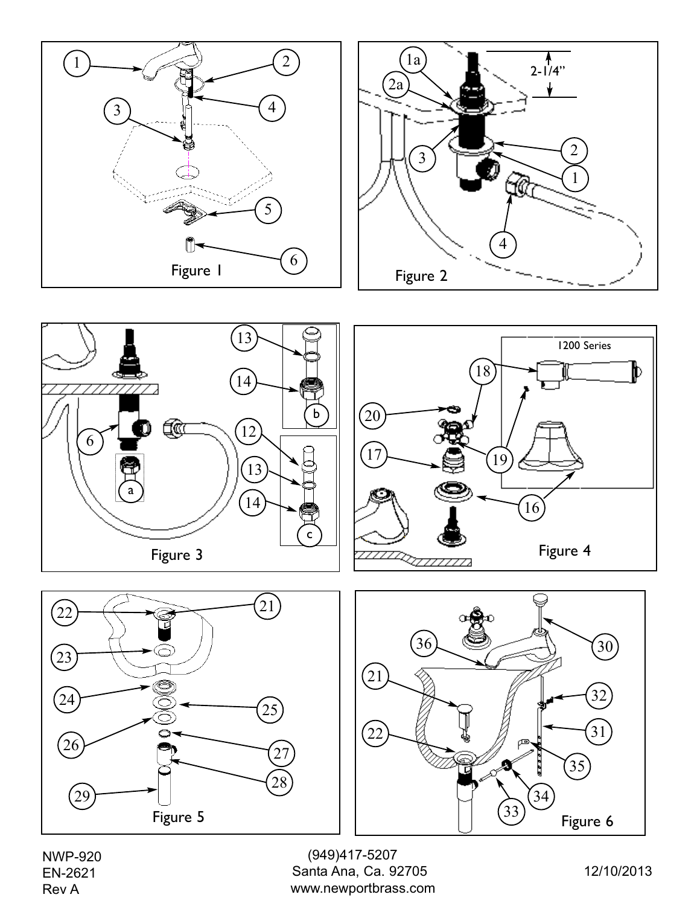1
2
3
4
5
6
Figure 1

1a
2a
2-1/4"
3
2
1
4
Figure 2

13
14
b
6
a
12
13
14
c
Figure 3

1200 Series
18
20
17
19
16
Figure 4

22
21
23
24
25
26
27
28
29
Figure 5

36
30
21
32
22
31
35
34
33
Figure 6

NWP-920
EN-2621
Rev A

(949)417-5207
Santa Ana, Ca. 92705
www.newportbrass.com

12/10/2013